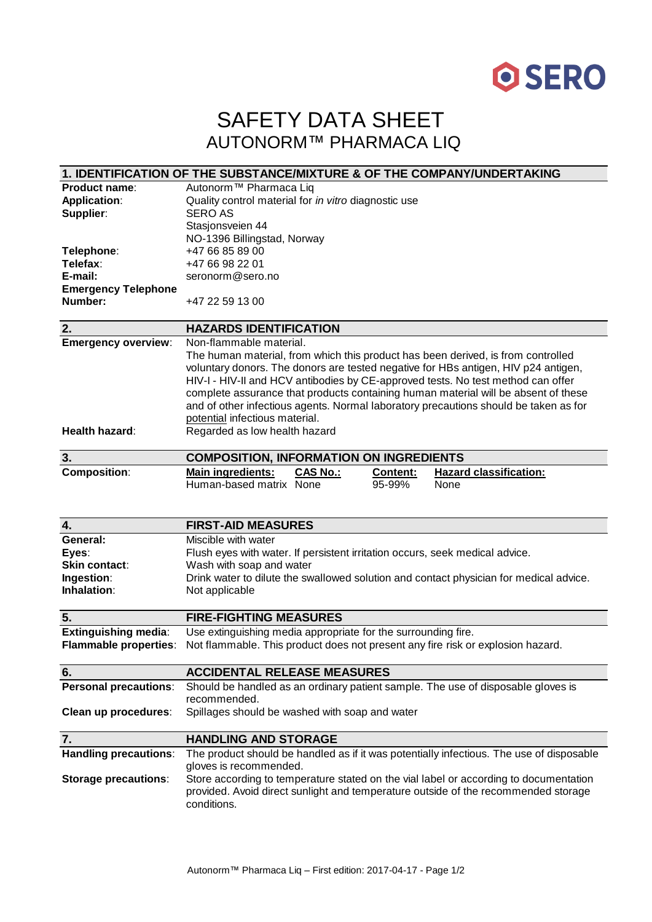SERO

# SAFETY DATA SHEET
## AUTONORM™ PHARMACA LIQ

## 1. IDENTIFICATION OF THE SUBSTANCE/MIXTURE & OF THE COMPANY/UNDERTAKING

| | |
|---|---|
| **Product name**: | Autonorm™ Pharmaca Liq |
| **Application**: | Quality control material for *in vitro* diagnostic use |
| **Supplier**: | SERO AS<br>Stasjonsveien 44<br>NO-1396 Billingstad, Norway |
| **Telephone**: | +47 66 85 89 00 |
| **Telefax**: | +47 66 98 22 01 |
| **E-mail:** | seronorm@sero.no |
| **Emergency Telephone Number:** | +47 22 59 13 00 |

## 2. HAZARDS IDENTIFICATION

| | |
|---|---|
| **Emergency overview**: | Non-flammable material.<br>The human material, from which this product has been derived, is from controlled voluntary donors. The donors are tested negative for HBs antigen, HIV p24 antigen, HIV-I - HIV-II and HCV antibodies by CE-approved tests. No test method can offer complete assurance that products containing human material will be absent of these and of other infectious agents. Normal laboratory precautions should be taken as for potential infectious material. |
| **Health hazard**: | Regarded as low health hazard |

## 3. COMPOSITION, INFORMATION ON INGREDIENTS

**Composition**:

| Main ingredients: | CAS No.: | Content: | Hazard classification: |
|---|---|---|---|
| Human-based matrix | None | 95-99% | None |

## 4. FIRST-AID MEASURES

| | |
|---|---|
| **General:** | Miscible with water |
| **Eyes**: | Flush eyes with water. If persistent irritation occurs, seek medical advice. |
| **Skin contact**: | Wash with soap and water |
| **Ingestion**: | Drink water to dilute the swallowed solution and contact physician for medical advice. |
| **Inhalation**: | Not applicable |

## 5. FIRE-FIGHTING MEASURES

| | |
|---|---|
| **Extinguishing media**: | Use extinguishing media appropriate for the surrounding fire. |
| **Flammable properties**: | Not flammable. This product does not present any fire risk or explosion hazard. |

## 6. ACCIDENTAL RELEASE MEASURES

| | |
|---|---|
| **Personal precautions**: | Should be handled as an ordinary patient sample. The use of disposable gloves is recommended. |
| **Clean up procedures**: | Spillages should be washed with soap and water |

## 7. HANDLING AND STORAGE

| | |
|---|---|
| **Handling precautions**: | The product should be handled as if it was potentially infectious. The use of disposable gloves is recommended. |
| **Storage precautions**: | Store according to temperature stated on the vial label or according to documentation provided. Avoid direct sunlight and temperature outside of the recommended storage conditions. |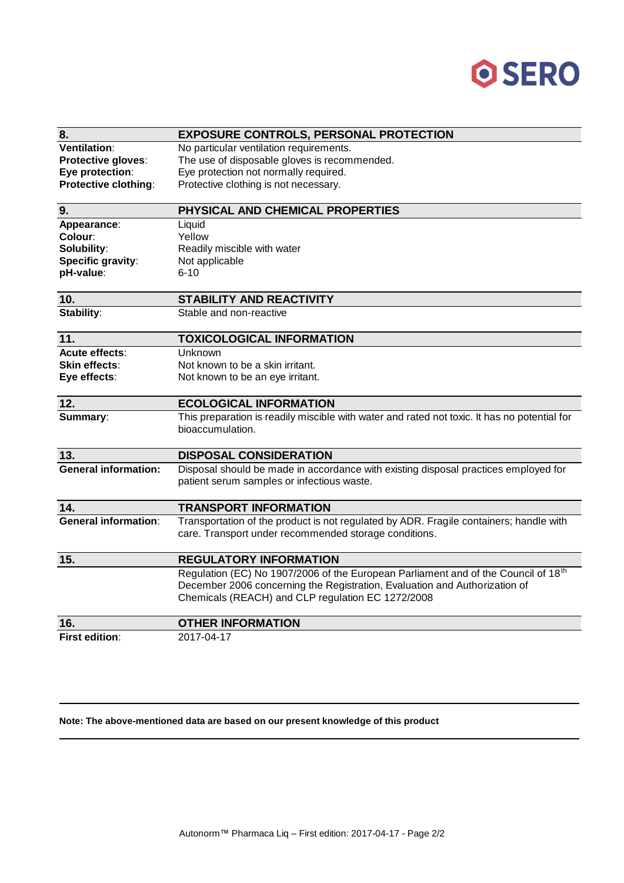## 8. EXPOSURE CONTROLS, PERSONAL PROTECTION

| | |
|---|---|
| **Ventilation**: | No particular ventilation requirements. |
| **Protective gloves**: | The use of disposable gloves is recommended. |
| **Eye protection**: | Eye protection not normally required. |
| **Protective clothing**: | Protective clothing is not necessary. |

## 9. PHYSICAL AND CHEMICAL PROPERTIES

| | |
|---|---|
| **Appearance**: | Liquid |
| **Colour**: | Yellow |
| **Solubility**: | Readily miscible with water |
| **Specific gravity**: | Not applicable |
| **pH-value**: | 6-10 |

## 10. STABILITY AND REACTIVITY

| | |
|---|---|
| **Stability**: | Stable and non-reactive |

## 11. TOXICOLOGICAL INFORMATION

| | |
|---|---|
| **Acute effects**: | Unknown |
| **Skin effects**: | Not known to be a skin irritant. |
| **Eye effects**: | Not known to be an eye irritant. |

## 12. ECOLOGICAL INFORMATION

| | |
|---|---|
| **Summary**: | This preparation is readily miscible with water and rated not toxic. It has no potential for bioaccumulation. |

## 13. DISPOSAL CONSIDERATION

| | |
|---|---|
| **General information:** | Disposal should be made in accordance with existing disposal practices employed for patient serum samples or infectious waste. |

## 14. TRANSPORT INFORMATION

| | |
|---|---|
| **General information**: | Transportation of the product is not regulated by ADR. Fragile containers; handle with care. Transport under recommended storage conditions. |

## 15. REGULATORY INFORMATION

Regulation (EC) No 1907/2006 of the European Parliament and of the Council of 18th December 2006 concerning the Registration, Evaluation and Authorization of Chemicals (REACH) and CLP regulation EC 1272/2008

## 16. OTHER INFORMATION

| | |
|---|---|
| **First edition**: | 2017-04-17 |

**Note: The above-mentioned data are based on our present knowledge of this product**